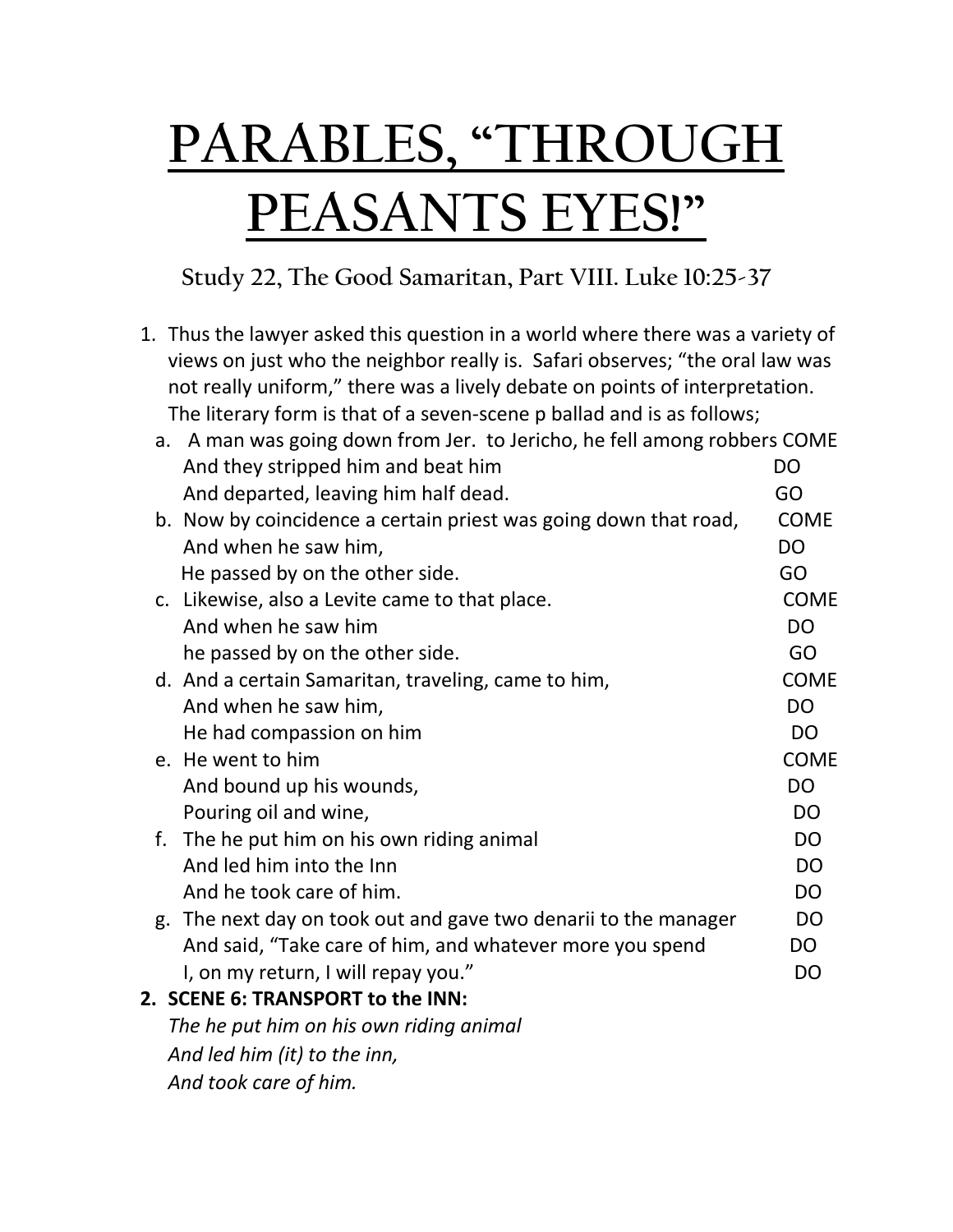# PARABLES, "THROUGH PEASANTS EYES!"

### Study 22, The Good Samaritan, Part VIII. Luke 10:25-37

1. Thus the lawyer asked this question in a world where there was a variety of views on just who the neighbor really is. Safari observes; "the oral law was not really uniform," there was a lively debate on points of interpretation. The literary form is that of a seven-scene p ballad and is as follows;
   a. A man was going down from Jer. to Jericho, he fell among robbers COME
      And they stripped him and beat him DO
      And departed, leaving him half dead. GO
   b. Now by coincidence a certain priest was going down that road, COME
      And when he saw him, DO
      He passed by on the other side. GO
   c. Likewise, also a Levite came to that place. COME
      And when he saw him DO
      he passed by on the other side. GO
   d. And a certain Samaritan, traveling, came to him, COME
      And when he saw him, DO
      He had compassion on him DO
   e. He went to him COME
      And bound up his wounds, DO
      Pouring oil and wine, DO
   f. The he put him on his own riding animal DO
      And led him into the Inn DO
      And he took care of him. DO
   g. The next day on took out and gave two denarii to the manager DO
      And said, "Take care of him, and whatever more you spend DO
      I, on my return, I will repay you." DO
2. **SCENE 6: TRANSPORT to the INN:**
   *The he put him on his own riding animal*
   *And led him (it) to the inn,*
   *And took care of him.*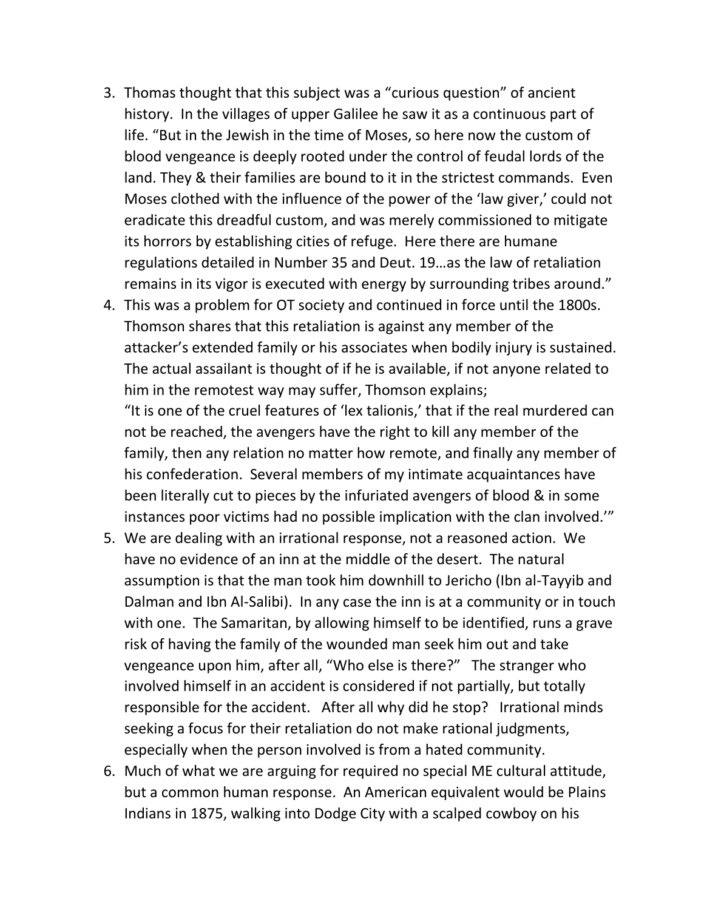3. Thomas thought that this subject was a "curious question" of ancient history. In the villages of upper Galilee he saw it as a continuous part of life. "But in the Jewish in the time of Moses, so here now the custom of blood vengeance is deeply rooted under the control of feudal lords of the land. They & their families are bound to it in the strictest commands. Even Moses clothed with the influence of the power of the 'law giver,' could not eradicate this dreadful custom, and was merely commissioned to mitigate its horrors by establishing cities of refuge. Here there are humane regulations detailed in Number 35 and Deut. 19…as the law of retaliation remains in its vigor is executed with energy by surrounding tribes around."
4. This was a problem for OT society and continued in force until the 1800s. Thomson shares that this retaliation is against any member of the attacker's extended family or his associates when bodily injury is sustained. The actual assailant is thought of if he is available, if not anyone related to him in the remotest way may suffer, Thomson explains;
   "It is one of the cruel features of 'lex talionis,' that if the real murdered can not be reached, the avengers have the right to kill any member of the family, then any relation no matter how remote, and finally any member of his confederation. Several members of my intimate acquaintances have been literally cut to pieces by the infuriated avengers of blood & in some instances poor victims had no possible implication with the clan involved.'"
5. We are dealing with an irrational response, not a reasoned action. We have no evidence of an inn at the middle of the desert. The natural assumption is that the man took him downhill to Jericho (Ibn al-Tayyib and Dalman and Ibn Al-Salibi). In any case the inn is at a community or in touch with one. The Samaritan, by allowing himself to be identified, runs a grave risk of having the family of the wounded man seek him out and take vengeance upon him, after all, "Who else is there?" The stranger who involved himself in an accident is considered if not partially, but totally responsible for the accident. After all why did he stop? Irrational minds seeking a focus for their retaliation do not make rational judgments, especially when the person involved is from a hated community.
6. Much of what we are arguing for required no special ME cultural attitude, but a common human response. An American equivalent would be Plains Indians in 1875, walking into Dodge City with a scalped cowboy on his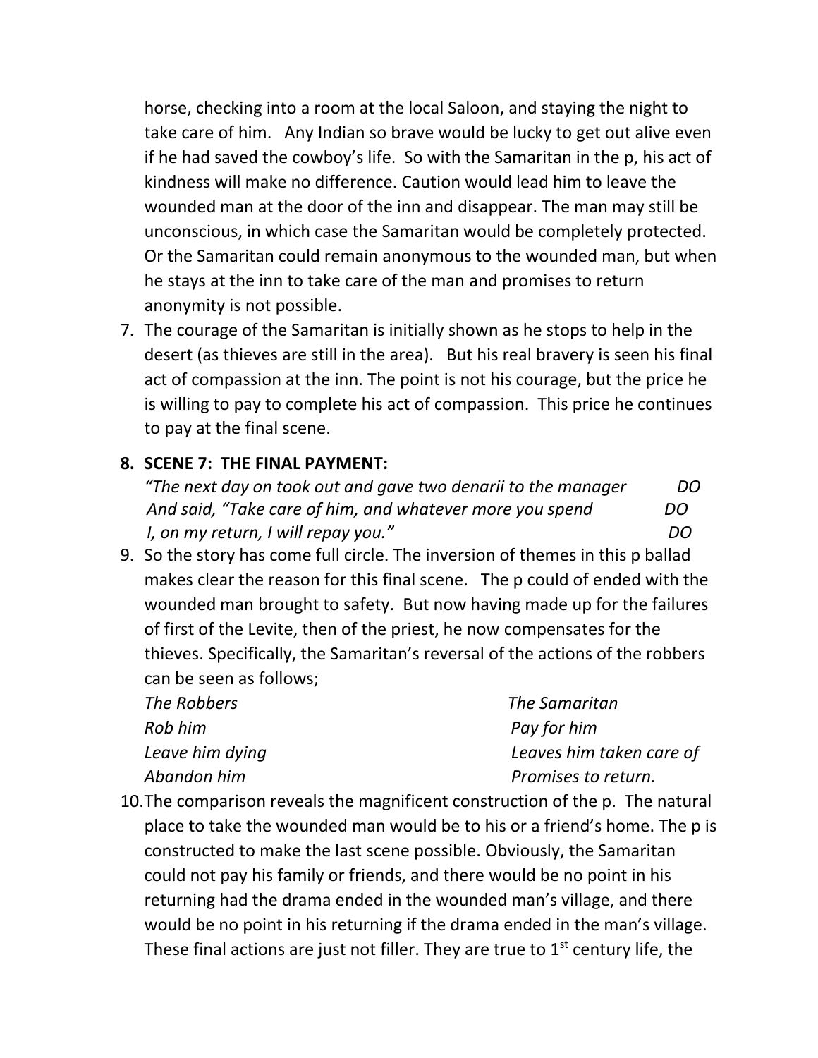horse, checking into a room at the local Saloon, and staying the night to take care of him. Any Indian so brave would be lucky to get out alive even if he had saved the cowboy's life. So with the Samaritan in the p, his act of kindness will make no difference. Caution would lead him to leave the wounded man at the door of the inn and disappear. The man may still be unconscious, in which case the Samaritan would be completely protected. Or the Samaritan could remain anonymous to the wounded man, but when he stays at the inn to take care of the man and promises to return anonymity is not possible.

7. The courage of the Samaritan is initially shown as he stops to help in the desert (as thieves are still in the area). But his real bravery is seen his final act of compassion at the inn. The point is not his courage, but the price he is willing to pay to complete his act of compassion. This price he continues to pay at the final scene.

8. **SCENE 7: THE FINAL PAYMENT:**

   *"The next day on took out and gave two denarii to the manager* *DO*
   *And said, "Take care of him, and whatever more you spend* *DO*
   *I, on my return, I will repay you."* *DO*

9. So the story has come full circle. The inversion of themes in this p ballad makes clear the reason for this final scene. The p could of ended with the wounded man brought to safety. But now having made up for the failures of first of the Levite, then of the priest, he now compensates for the thieves. Specifically, the Samaritan's reversal of the actions of the robbers can be seen as follows;

   | *The Robbers* | *The Samaritan* |
   |---|---|
   | *Rob him* | *Pay for him* |
   | *Leave him dying* | *Leaves him taken care of* |
   | *Abandon him* | *Promises to return.* |

10. The comparison reveals the magnificent construction of the p. The natural place to take the wounded man would be to his or a friend's home. The p is constructed to make the last scene possible. Obviously, the Samaritan could not pay his family or friends, and there would be no point in his returning had the drama ended in the wounded man's village, and there would be no point in his returning if the drama ended in the man's village. These final actions are just not filler. They are true to 1st century life, the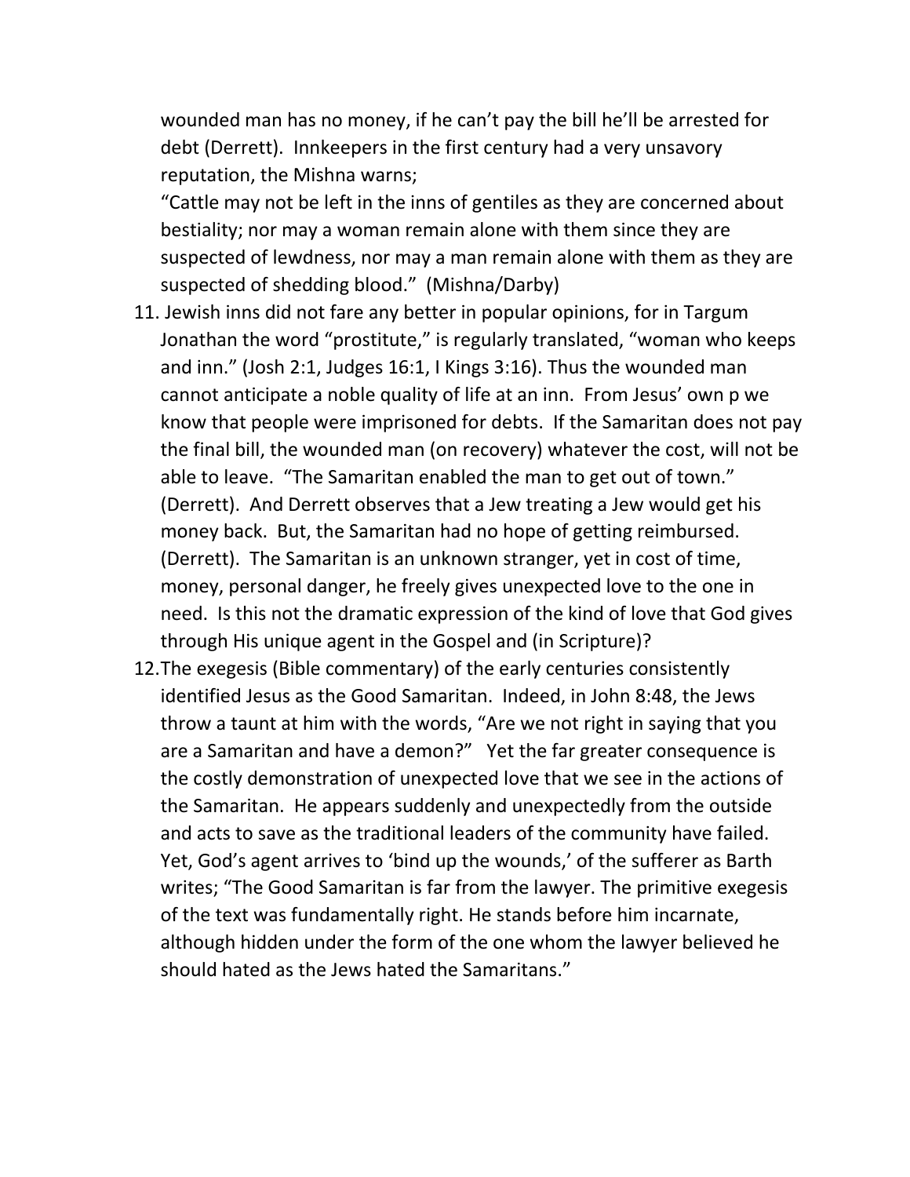wounded man has no money, if he can't pay the bill he'll be arrested for debt (Derrett). Innkeepers in the first century had a very unsavory reputation, the Mishna warns;

"Cattle may not be left in the inns of gentiles as they are concerned about bestiality; nor may a woman remain alone with them since they are suspected of lewdness, nor may a man remain alone with them as they are suspected of shedding blood." (Mishna/Darby)

11. Jewish inns did not fare any better in popular opinions, for in Targum Jonathan the word "prostitute," is regularly translated, "woman who keeps and inn." (Josh 2:1, Judges 16:1, I Kings 3:16). Thus the wounded man cannot anticipate a noble quality of life at an inn. From Jesus' own p we know that people were imprisoned for debts. If the Samaritan does not pay the final bill, the wounded man (on recovery) whatever the cost, will not be able to leave. "The Samaritan enabled the man to get out of town." (Derrett). And Derrett observes that a Jew treating a Jew would get his money back. But, the Samaritan had no hope of getting reimbursed. (Derrett). The Samaritan is an unknown stranger, yet in cost of time, money, personal danger, he freely gives unexpected love to the one in need. Is this not the dramatic expression of the kind of love that God gives through His unique agent in the Gospel and (in Scripture)?
12. The exegesis (Bible commentary) of the early centuries consistently identified Jesus as the Good Samaritan. Indeed, in John 8:48, the Jews throw a taunt at him with the words, "Are we not right in saying that you are a Samaritan and have a demon?" Yet the far greater consequence is the costly demonstration of unexpected love that we see in the actions of the Samaritan. He appears suddenly and unexpectedly from the outside and acts to save as the traditional leaders of the community have failed. Yet, God's agent arrives to 'bind up the wounds,' of the sufferer as Barth writes; "The Good Samaritan is far from the lawyer. The primitive exegesis of the text was fundamentally right. He stands before him incarnate, although hidden under the form of the one whom the lawyer believed he should hated as the Jews hated the Samaritans."